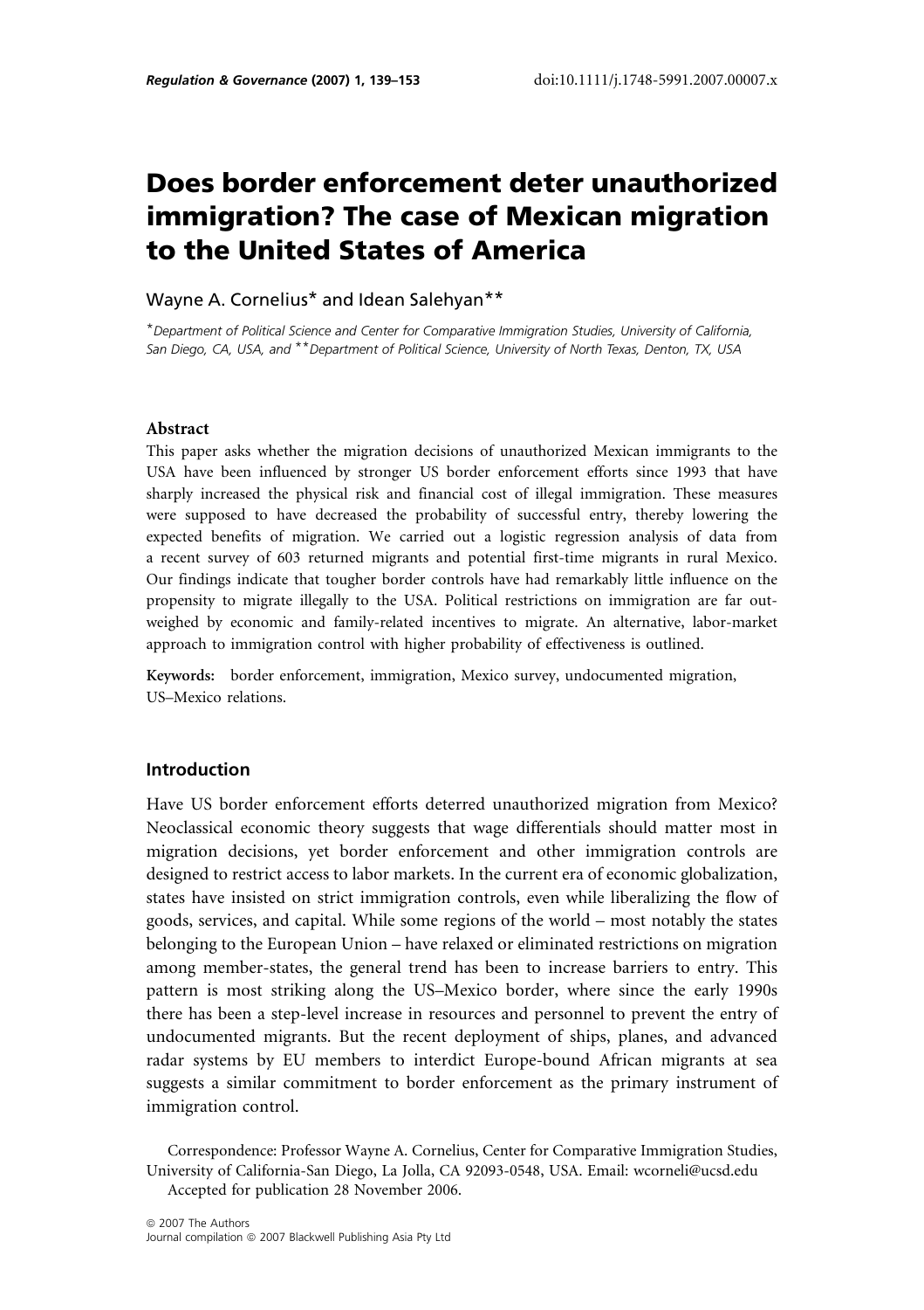# Does border enforcement deter unauthorized immigration? The case of Mexican migration to the United States of America

Wayne A. Cornelius* and Idean Salehyan**

*Department of Political Science and Center for Comparative Immigration Studies, University of California, San Diego, CA, USA, and **Department of Political Science, University of North Texas, Denton, TX, USA

### Abstract

This paper asks whether the migration decisions of unauthorized Mexican immigrants to the USA have been influenced by stronger US border enforcement efforts since 1993 that have sharply increased the physical risk and financial cost of illegal immigration. These measures were supposed to have decreased the probability of successful entry, thereby lowering the expected benefits of migration. We carried out a logistic regression analysis of data from a recent survey of 603 returned migrants and potential first-time migrants in rural Mexico. Our findings indicate that tougher border controls have had remarkably little influence on the propensity to migrate illegally to the USA. Political restrictions on immigration are far outweighed by economic and family-related incentives to migrate. An alternative, labor-market approach to immigration control with higher probability of effectiveness is outlined.

**Keywords:** border enforcement, immigration, Mexico survey, undocumented migration, US–Mexico relations.

## Introduction

Have US border enforcement efforts deterred unauthorized migration from Mexico? Neoclassical economic theory suggests that wage differentials should matter most in migration decisions, yet border enforcement and other immigration controls are designed to restrict access to labor markets. In the current era of economic globalization, states have insisted on strict immigration controls, even while liberalizing the flow of goods, services, and capital. While some regions of the world – most notably the states belonging to the European Union – have relaxed or eliminated restrictions on migration among member-states, the general trend has been to increase barriers to entry. This pattern is most striking along the US–Mexico border, where since the early 1990s there has been a step-level increase in resources and personnel to prevent the entry of undocumented migrants. But the recent deployment of ships, planes, and advanced radar systems by EU members to interdict Europe-bound African migrants at sea suggests a similar commitment to border enforcement as the primary instrument of immigration control.

Correspondence: Professor Wayne A. Cornelius, Center for Comparative Immigration Studies, University of California-San Diego, La Jolla, CA 92093-0548, USA. Email: wcorneli@ucsd.edu
Accepted for publication 28 November 2006.

© 2007 The Authors
Journal compilation © 2007 Blackwell Publishing Asia Pty Ltd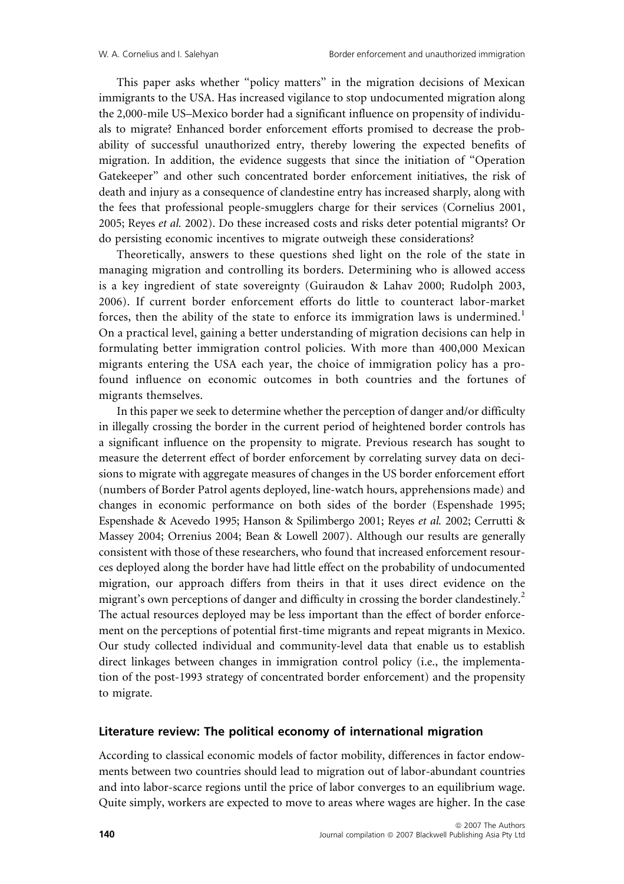This paper asks whether "policy matters" in the migration decisions of Mexican immigrants to the USA. Has increased vigilance to stop undocumented migration along the 2,000-mile US–Mexico border had a significant influence on propensity of individuals to migrate? Enhanced border enforcement efforts promised to decrease the probability of successful unauthorized entry, thereby lowering the expected benefits of migration. In addition, the evidence suggests that since the initiation of "Operation Gatekeeper" and other such concentrated border enforcement initiatives, the risk of death and injury as a consequence of clandestine entry has increased sharply, along with the fees that professional people-smugglers charge for their services (Cornelius 2001, 2005; Reyes *et al.* 2002). Do these increased costs and risks deter potential migrants? Or do persisting economic incentives to migrate outweigh these considerations?

Theoretically, answers to these questions shed light on the role of the state in managing migration and controlling its borders. Determining who is allowed access is a key ingredient of state sovereignty (Guiraudon & Lahav 2000; Rudolph 2003, 2006). If current border enforcement efforts do little to counteract labor-market forces, then the ability of the state to enforce its immigration laws is undermined.[1] On a practical level, gaining a better understanding of migration decisions can help in formulating better immigration control policies. With more than 400,000 Mexican migrants entering the USA each year, the choice of immigration policy has a profound influence on economic outcomes in both countries and the fortunes of migrants themselves.

In this paper we seek to determine whether the perception of danger and/or difficulty in illegally crossing the border in the current period of heightened border controls has a significant influence on the propensity to migrate. Previous research has sought to measure the deterrent effect of border enforcement by correlating survey data on decisions to migrate with aggregate measures of changes in the US border enforcement effort (numbers of Border Patrol agents deployed, line-watch hours, apprehensions made) and changes in economic performance on both sides of the border (Espenshade 1995; Espenshade & Acevedo 1995; Hanson & Spilimbergo 2001; Reyes *et al.* 2002; Cerrutti & Massey 2004; Orrenius 2004; Bean & Lowell 2007). Although our results are generally consistent with those of these researchers, who found that increased enforcement resources deployed along the border have had little effect on the probability of undocumented migration, our approach differs from theirs in that it uses direct evidence on the migrant's own perceptions of danger and difficulty in crossing the border clandestinely.[2] The actual resources deployed may be less important than the effect of border enforcement on the perceptions of potential first-time migrants and repeat migrants in Mexico. Our study collected individual and community-level data that enable us to establish direct linkages between changes in immigration control policy (i.e., the implementation of the post-1993 strategy of concentrated border enforcement) and the propensity to migrate.

## Literature review: The political economy of international migration

According to classical economic models of factor mobility, differences in factor endowments between two countries should lead to migration out of labor-abundant countries and into labor-scarce regions until the price of labor converges to an equilibrium wage. Quite simply, workers are expected to move to areas where wages are higher. In the case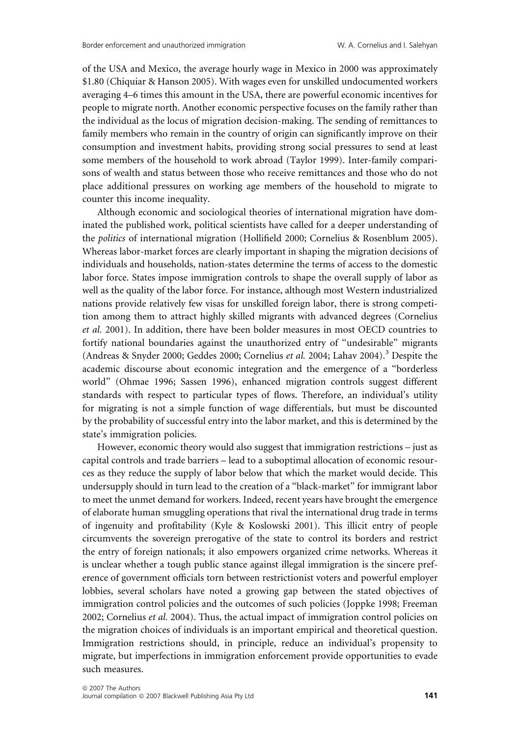of the USA and Mexico, the average hourly wage in Mexico in 2000 was approximately \$1.80 (Chiquiar & Hanson 2005). With wages even for unskilled undocumented workers averaging 4–6 times this amount in the USA, there are powerful economic incentives for people to migrate north. Another economic perspective focuses on the family rather than the individual as the locus of migration decision-making. The sending of remittances to family members who remain in the country of origin can significantly improve on their consumption and investment habits, providing strong social pressures to send at least some members of the household to work abroad (Taylor 1999). Inter-family comparisons of wealth and status between those who receive remittances and those who do not place additional pressures on working age members of the household to migrate to counter this income inequality.

Although economic and sociological theories of international migration have dominated the published work, political scientists have called for a deeper understanding of the *politics* of international migration (Hollifield 2000; Cornelius & Rosenblum 2005). Whereas labor-market forces are clearly important in shaping the migration decisions of individuals and households, nation-states determine the terms of access to the domestic labor force. States impose immigration controls to shape the overall supply of labor as well as the quality of the labor force. For instance, although most Western industrialized nations provide relatively few visas for unskilled foreign labor, there is strong competition among them to attract highly skilled migrants with advanced degrees (Cornelius *et al.* 2001). In addition, there have been bolder measures in most OECD countries to fortify national boundaries against the unauthorized entry of "undesirable" migrants (Andreas & Snyder 2000; Geddes 2000; Cornelius *et al.* 2004; Lahav 2004).[3] Despite the academic discourse about economic integration and the emergence of a "borderless world" (Ohmae 1996; Sassen 1996), enhanced migration controls suggest different standards with respect to particular types of flows. Therefore, an individual's utility for migrating is not a simple function of wage differentials, but must be discounted by the probability of successful entry into the labor market, and this is determined by the state's immigration policies.

However, economic theory would also suggest that immigration restrictions – just as capital controls and trade barriers – lead to a suboptimal allocation of economic resources as they reduce the supply of labor below that which the market would decide. This undersupply should in turn lead to the creation of a "black-market" for immigrant labor to meet the unmet demand for workers. Indeed, recent years have brought the emergence of elaborate human smuggling operations that rival the international drug trade in terms of ingenuity and profitability (Kyle & Koslowski 2001). This illicit entry of people circumvents the sovereign prerogative of the state to control its borders and restrict the entry of foreign nationals; it also empowers organized crime networks. Whereas it is unclear whether a tough public stance against illegal immigration is the sincere preference of government officials torn between restrictionist voters and powerful employer lobbies, several scholars have noted a growing gap between the stated objectives of immigration control policies and the outcomes of such policies (Joppke 1998; Freeman 2002; Cornelius *et al.* 2004). Thus, the actual impact of immigration control policies on the migration choices of individuals is an important empirical and theoretical question. Immigration restrictions should, in principle, reduce an individual's propensity to migrate, but imperfections in immigration enforcement provide opportunities to evade such measures.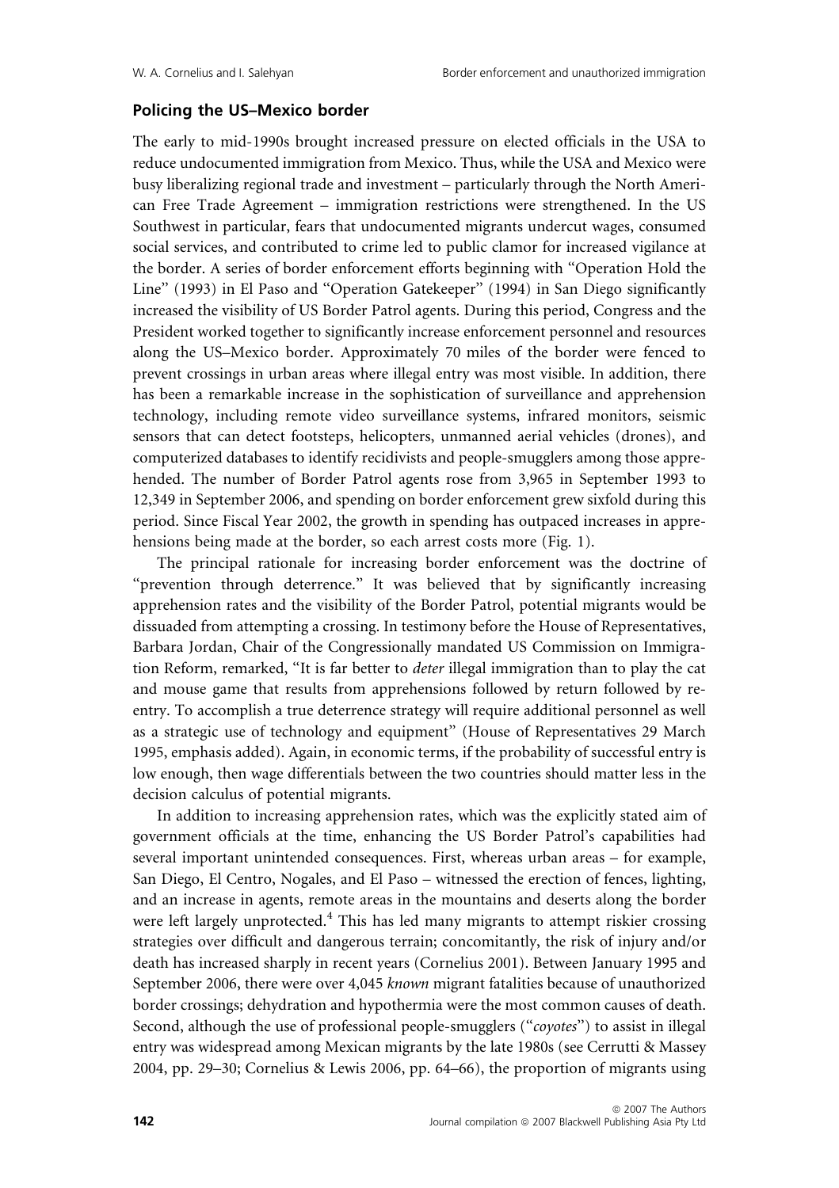## Policing the US–Mexico border

The early to mid-1990s brought increased pressure on elected officials in the USA to reduce undocumented immigration from Mexico. Thus, while the USA and Mexico were busy liberalizing regional trade and investment – particularly through the North American Free Trade Agreement – immigration restrictions were strengthened. In the US Southwest in particular, fears that undocumented migrants undercut wages, consumed social services, and contributed to crime led to public clamor for increased vigilance at the border. A series of border enforcement efforts beginning with "Operation Hold the Line" (1993) in El Paso and "Operation Gatekeeper" (1994) in San Diego significantly increased the visibility of US Border Patrol agents. During this period, Congress and the President worked together to significantly increase enforcement personnel and resources along the US–Mexico border. Approximately 70 miles of the border were fenced to prevent crossings in urban areas where illegal entry was most visible. In addition, there has been a remarkable increase in the sophistication of surveillance and apprehension technology, including remote video surveillance systems, infrared monitors, seismic sensors that can detect footsteps, helicopters, unmanned aerial vehicles (drones), and computerized databases to identify recidivists and people-smugglers among those apprehended. The number of Border Patrol agents rose from 3,965 in September 1993 to 12,349 in September 2006, and spending on border enforcement grew sixfold during this period. Since Fiscal Year 2002, the growth in spending has outpaced increases in apprehensions being made at the border, so each arrest costs more (Fig. 1).

The principal rationale for increasing border enforcement was the doctrine of "prevention through deterrence." It was believed that by significantly increasing apprehension rates and the visibility of the Border Patrol, potential migrants would be dissuaded from attempting a crossing. In testimony before the House of Representatives, Barbara Jordan, Chair of the Congressionally mandated US Commission on Immigration Reform, remarked, "It is far better to *deter* illegal immigration than to play the cat and mouse game that results from apprehensions followed by return followed by re-entry. To accomplish a true deterrence strategy will require additional personnel as well as a strategic use of technology and equipment" (House of Representatives 29 March 1995, emphasis added). Again, in economic terms, if the probability of successful entry is low enough, then wage differentials between the two countries should matter less in the decision calculus of potential migrants.

In addition to increasing apprehension rates, which was the explicitly stated aim of government officials at the time, enhancing the US Border Patrol's capabilities had several important unintended consequences. First, whereas urban areas – for example, San Diego, El Centro, Nogales, and El Paso – witnessed the erection of fences, lighting, and an increase in agents, remote areas in the mountains and deserts along the border were left largely unprotected.[4] This has led many migrants to attempt riskier crossing strategies over difficult and dangerous terrain; concomitantly, the risk of injury and/or death has increased sharply in recent years (Cornelius 2001). Between January 1995 and September 2006, there were over 4,045 *known* migrant fatalities because of unauthorized border crossings; dehydration and hypothermia were the most common causes of death. Second, although the use of professional people-smugglers ("*coyotes*") to assist in illegal entry was widespread among Mexican migrants by the late 1980s (see Cerrutti & Massey 2004, pp. 29–30; Cornelius & Lewis 2006, pp. 64–66), the proportion of migrants using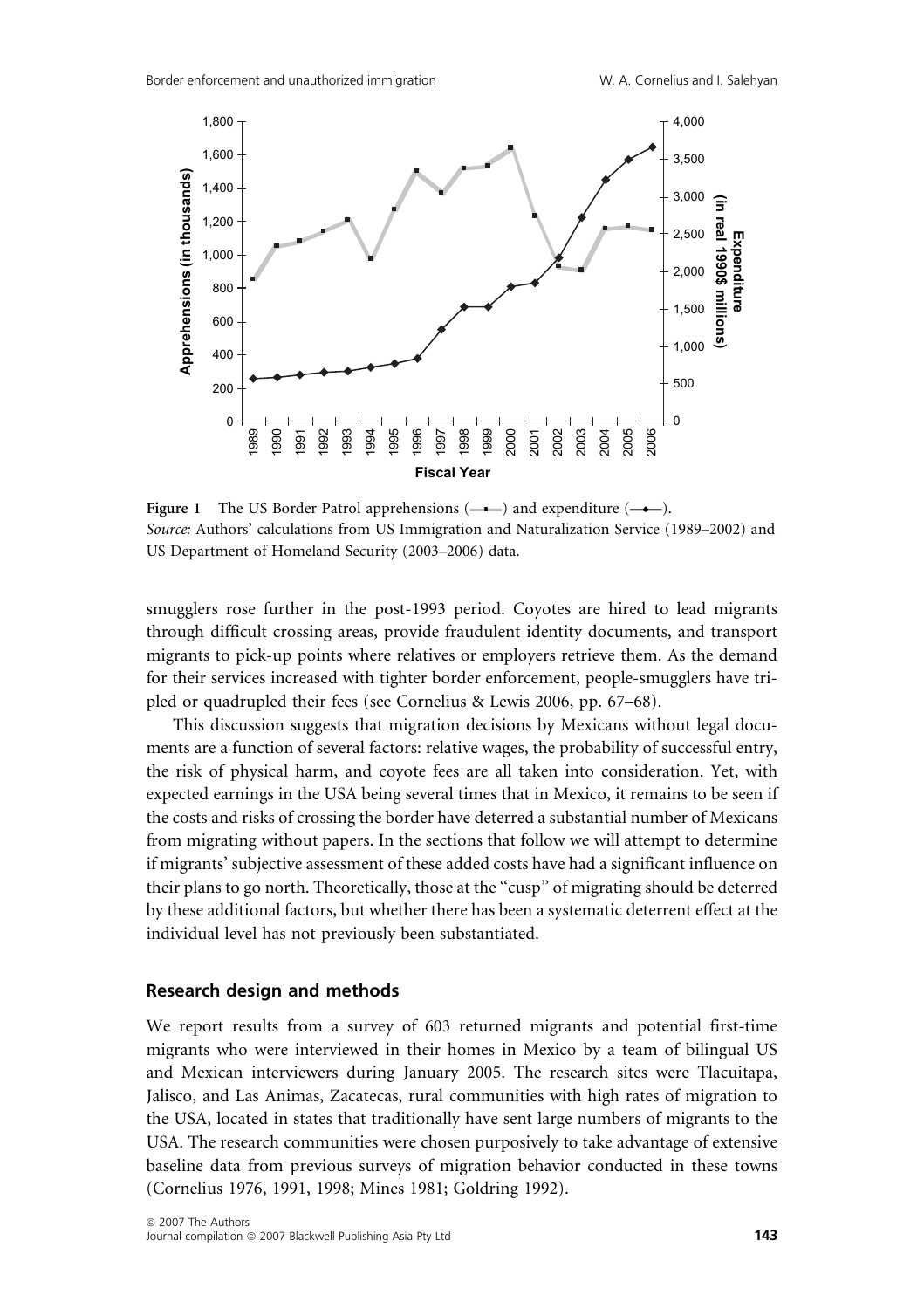Figure 1 The US Border Patrol apprehensions (—▪—) and expenditure (—◆—).
*Source:* Authors' calculations from US Immigration and Naturalization Service (1989–2002) and US Department of Homeland Security (2003–2006) data.

smugglers rose further in the post-1993 period. Coyotes are hired to lead migrants through difficult crossing areas, provide fraudulent identity documents, and transport migrants to pick-up points where relatives or employers retrieve them. As the demand for their services increased with tighter border enforcement, people-smugglers have tripled or quadrupled their fees (see Cornelius & Lewis 2006, pp. 67–68).

This discussion suggests that migration decisions by Mexicans without legal documents are a function of several factors: relative wages, the probability of successful entry, the risk of physical harm, and coyote fees are all taken into consideration. Yet, with expected earnings in the USA being several times that in Mexico, it remains to be seen if the costs and risks of crossing the border have deterred a substantial number of Mexicans from migrating without papers. In the sections that follow we will attempt to determine if migrants' subjective assessment of these added costs have had a significant influence on their plans to go north. Theoretically, those at the "cusp" of migrating should be deterred by these additional factors, but whether there has been a systematic deterrent effect at the individual level has not previously been substantiated.

## Research design and methods

We report results from a survey of 603 returned migrants and potential first-time migrants who were interviewed in their homes in Mexico by a team of bilingual US and Mexican interviewers during January 2005. The research sites were Tlacuitapa, Jalisco, and Las Animas, Zacatecas, rural communities with high rates of migration to the USA, located in states that traditionally have sent large numbers of migrants to the USA. The research communities were chosen purposively to take advantage of extensive baseline data from previous surveys of migration behavior conducted in these towns (Cornelius 1976, 1991, 1998; Mines 1981; Goldring 1992).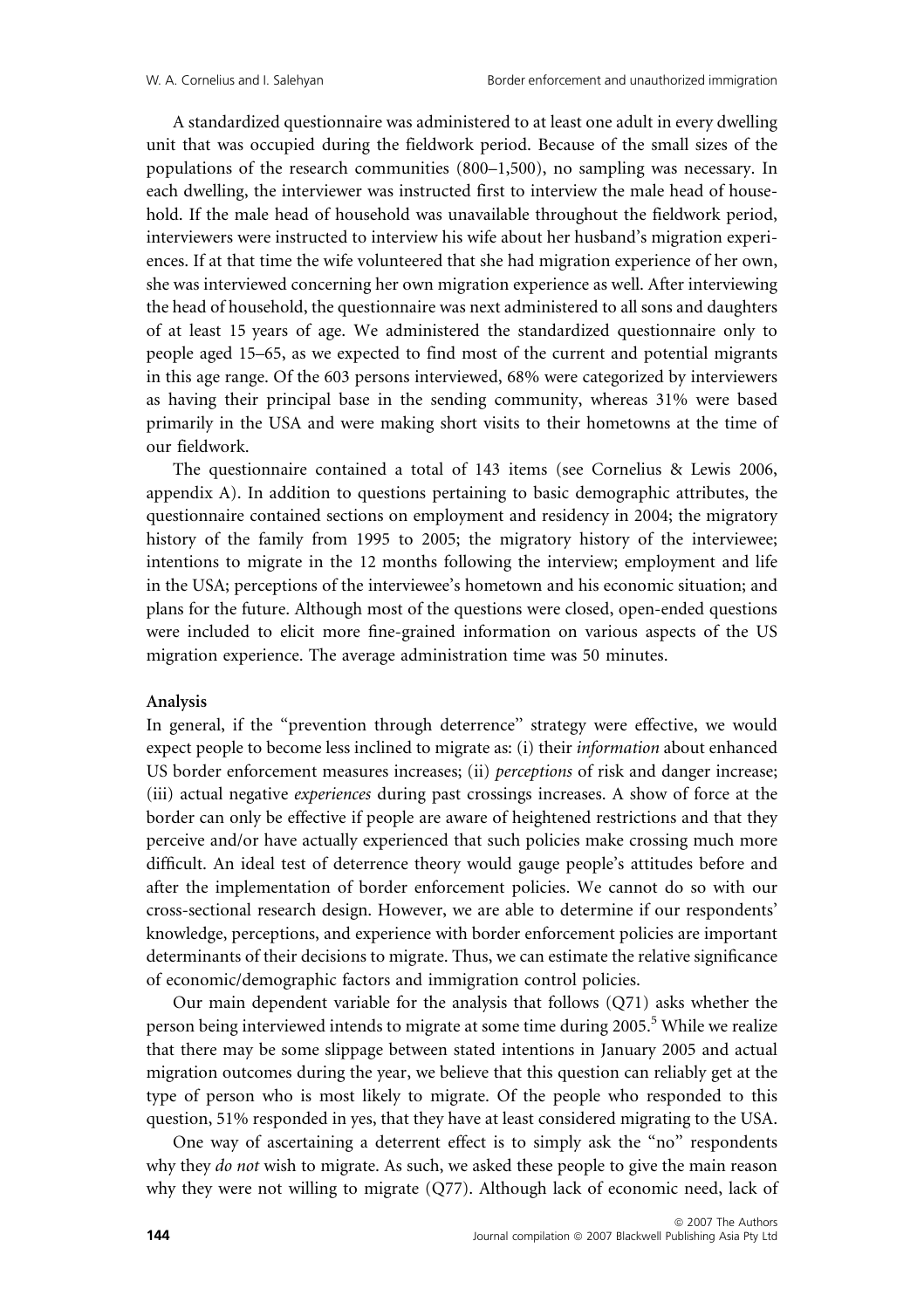A standardized questionnaire was administered to at least one adult in every dwelling unit that was occupied during the fieldwork period. Because of the small sizes of the populations of the research communities (800–1,500), no sampling was necessary. In each dwelling, the interviewer was instructed first to interview the male head of household. If the male head of household was unavailable throughout the fieldwork period, interviewers were instructed to interview his wife about her husband's migration experiences. If at that time the wife volunteered that she had migration experience of her own, she was interviewed concerning her own migration experience as well. After interviewing the head of household, the questionnaire was next administered to all sons and daughters of at least 15 years of age. We administered the standardized questionnaire only to people aged 15–65, as we expected to find most of the current and potential migrants in this age range. Of the 603 persons interviewed, 68% were categorized by interviewers as having their principal base in the sending community, whereas 31% were based primarily in the USA and were making short visits to their hometowns at the time of our fieldwork.

The questionnaire contained a total of 143 items (see Cornelius & Lewis 2006, appendix A). In addition to questions pertaining to basic demographic attributes, the questionnaire contained sections on employment and residency in 2004; the migratory history of the family from 1995 to 2005; the migratory history of the interviewee; intentions to migrate in the 12 months following the interview; employment and life in the USA; perceptions of the interviewee's hometown and his economic situation; and plans for the future. Although most of the questions were closed, open-ended questions were included to elicit more fine-grained information on various aspects of the US migration experience. The average administration time was 50 minutes.

**Analysis**

In general, if the "prevention through deterrence" strategy were effective, we would expect people to become less inclined to migrate as: (i) their *information* about enhanced US border enforcement measures increases; (ii) *perceptions* of risk and danger increase; (iii) actual negative *experiences* during past crossings increases. A show of force at the border can only be effective if people are aware of heightened restrictions and that they perceive and/or have actually experienced that such policies make crossing much more difficult. An ideal test of deterrence theory would gauge people's attitudes before and after the implementation of border enforcement policies. We cannot do so with our cross-sectional research design. However, we are able to determine if our respondents' knowledge, perceptions, and experience with border enforcement policies are important determinants of their decisions to migrate. Thus, we can estimate the relative significance of economic/demographic factors and immigration control policies.

Our main dependent variable for the analysis that follows (Q71) asks whether the person being interviewed intends to migrate at some time during 2005.[5] While we realize that there may be some slippage between stated intentions in January 2005 and actual migration outcomes during the year, we believe that this question can reliably get at the type of person who is most likely to migrate. Of the people who responded to this question, 51% responded in yes, that they have at least considered migrating to the USA.

One way of ascertaining a deterrent effect is to simply ask the "no" respondents why they *do not* wish to migrate. As such, we asked these people to give the main reason why they were not willing to migrate (Q77). Although lack of economic need, lack of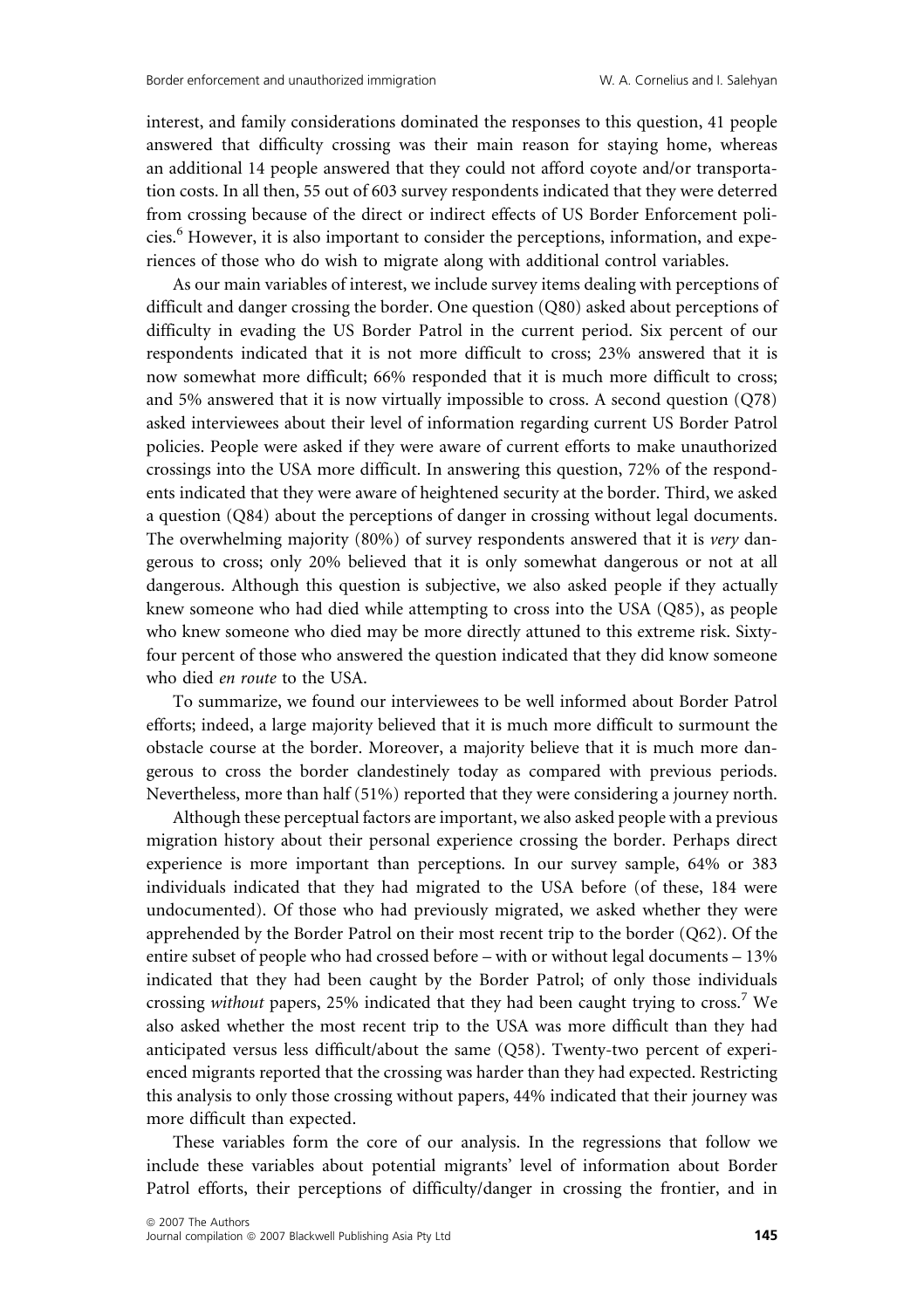interest, and family considerations dominated the responses to this question, 41 people answered that difficulty crossing was their main reason for staying home, whereas an additional 14 people answered that they could not afford coyote and/or transportation costs. In all then, 55 out of 603 survey respondents indicated that they were deterred from crossing because of the direct or indirect effects of US Border Enforcement policies.[6] However, it is also important to consider the perceptions, information, and experiences of those who do wish to migrate along with additional control variables.

As our main variables of interest, we include survey items dealing with perceptions of difficult and danger crossing the border. One question (Q80) asked about perceptions of difficulty in evading the US Border Patrol in the current period. Six percent of our respondents indicated that it is not more difficult to cross; 23% answered that it is now somewhat more difficult; 66% responded that it is much more difficult to cross; and 5% answered that it is now virtually impossible to cross. A second question (Q78) asked interviewees about their level of information regarding current US Border Patrol policies. People were asked if they were aware of current efforts to make unauthorized crossings into the USA more difficult. In answering this question, 72% of the respondents indicated that they were aware of heightened security at the border. Third, we asked a question (Q84) about the perceptions of danger in crossing without legal documents. The overwhelming majority (80%) of survey respondents answered that it is *very* dangerous to cross; only 20% believed that it is only somewhat dangerous or not at all dangerous. Although this question is subjective, we also asked people if they actually knew someone who had died while attempting to cross into the USA (Q85), as people who knew someone who died may be more directly attuned to this extreme risk. Sixty-four percent of those who answered the question indicated that they did know someone who died *en route* to the USA.

To summarize, we found our interviewees to be well informed about Border Patrol efforts; indeed, a large majority believed that it is much more difficult to surmount the obstacle course at the border. Moreover, a majority believe that it is much more dangerous to cross the border clandestinely today as compared with previous periods. Nevertheless, more than half (51%) reported that they were considering a journey north.

Although these perceptual factors are important, we also asked people with a previous migration history about their personal experience crossing the border. Perhaps direct experience is more important than perceptions. In our survey sample, 64% or 383 individuals indicated that they had migrated to the USA before (of these, 184 were undocumented). Of those who had previously migrated, we asked whether they were apprehended by the Border Patrol on their most recent trip to the border (Q62). Of the entire subset of people who had crossed before – with or without legal documents – 13% indicated that they had been caught by the Border Patrol; of only those individuals crossing *without* papers, 25% indicated that they had been caught trying to cross.[7] We also asked whether the most recent trip to the USA was more difficult than they had anticipated versus less difficult/about the same (Q58). Twenty-two percent of experienced migrants reported that the crossing was harder than they had expected. Restricting this analysis to only those crossing without papers, 44% indicated that their journey was more difficult than expected.

These variables form the core of our analysis. In the regressions that follow we include these variables about potential migrants' level of information about Border Patrol efforts, their perceptions of difficulty/danger in crossing the frontier, and in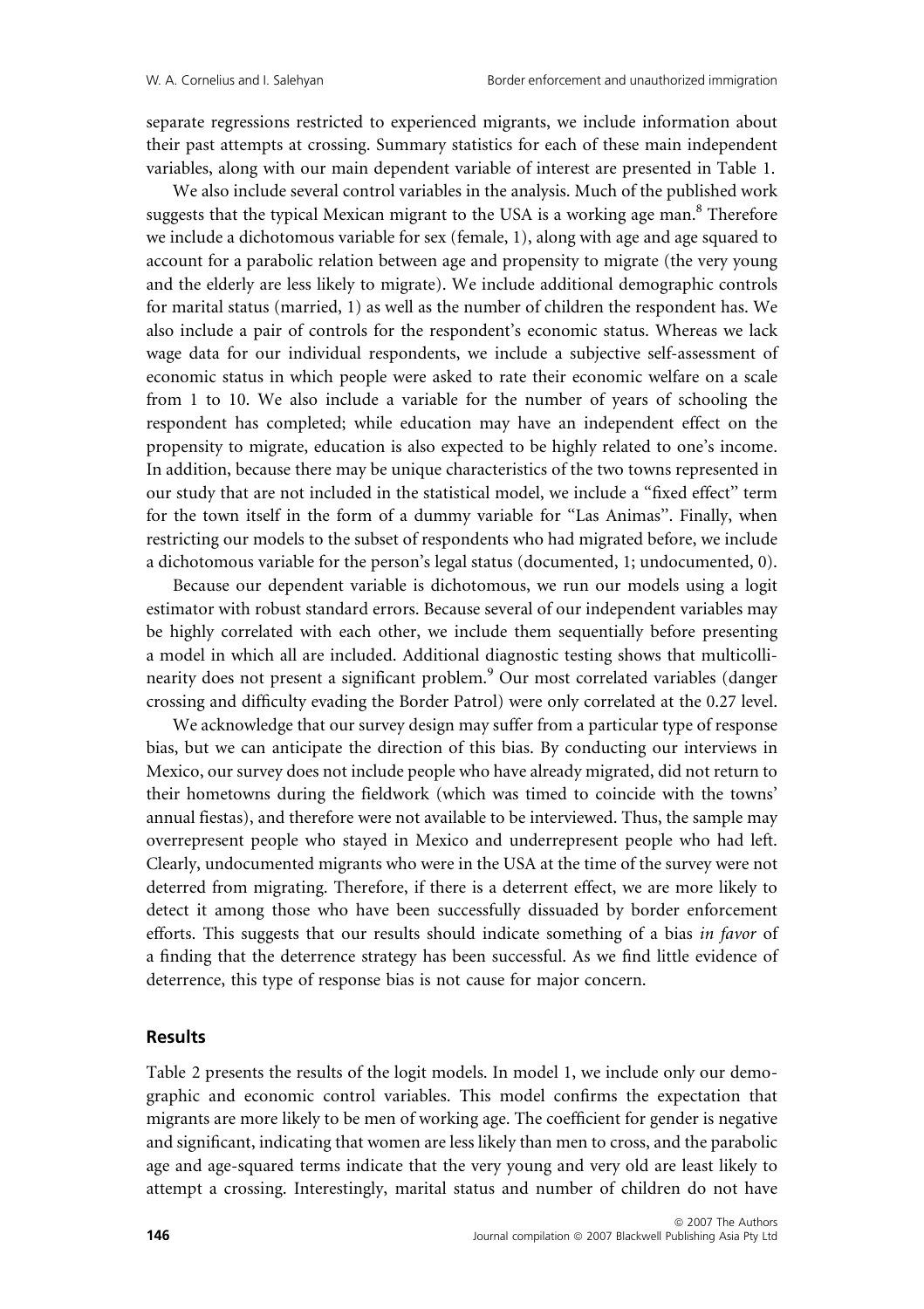separate regressions restricted to experienced migrants, we include information about their past attempts at crossing. Summary statistics for each of these main independent variables, along with our main dependent variable of interest are presented in Table 1.

We also include several control variables in the analysis. Much of the published work suggests that the typical Mexican migrant to the USA is a working age man.[8] Therefore we include a dichotomous variable for sex (female, 1), along with age and age squared to account for a parabolic relation between age and propensity to migrate (the very young and the elderly are less likely to migrate). We include additional demographic controls for marital status (married, 1) as well as the number of children the respondent has. We also include a pair of controls for the respondent's economic status. Whereas we lack wage data for our individual respondents, we include a subjective self-assessment of economic status in which people were asked to rate their economic welfare on a scale from 1 to 10. We also include a variable for the number of years of schooling the respondent has completed; while education may have an independent effect on the propensity to migrate, education is also expected to be highly related to one's income. In addition, because there may be unique characteristics of the two towns represented in our study that are not included in the statistical model, we include a "fixed effect" term for the town itself in the form of a dummy variable for "Las Animas". Finally, when restricting our models to the subset of respondents who had migrated before, we include a dichotomous variable for the person's legal status (documented, 1; undocumented, 0).

Because our dependent variable is dichotomous, we run our models using a logit estimator with robust standard errors. Because several of our independent variables may be highly correlated with each other, we include them sequentially before presenting a model in which all are included. Additional diagnostic testing shows that multicollinearity does not present a significant problem.[9] Our most correlated variables (danger crossing and difficulty evading the Border Patrol) were only correlated at the 0.27 level.

We acknowledge that our survey design may suffer from a particular type of response bias, but we can anticipate the direction of this bias. By conducting our interviews in Mexico, our survey does not include people who have already migrated, did not return to their hometowns during the fieldwork (which was timed to coincide with the towns' annual fiestas), and therefore were not available to be interviewed. Thus, the sample may overrepresent people who stayed in Mexico and underrepresent people who had left. Clearly, undocumented migrants who were in the USA at the time of the survey were not deterred from migrating. Therefore, if there is a deterrent effect, we are more likely to detect it among those who have been successfully dissuaded by border enforcement efforts. This suggests that our results should indicate something of a bias *in favor* of a finding that the deterrence strategy has been successful. As we find little evidence of deterrence, this type of response bias is not cause for major concern.

## Results

Table 2 presents the results of the logit models. In model 1, we include only our demographic and economic control variables. This model confirms the expectation that migrants are more likely to be men of working age. The coefficient for gender is negative and significant, indicating that women are less likely than men to cross, and the parabolic age and age-squared terms indicate that the very young and very old are least likely to attempt a crossing. Interestingly, marital status and number of children do not have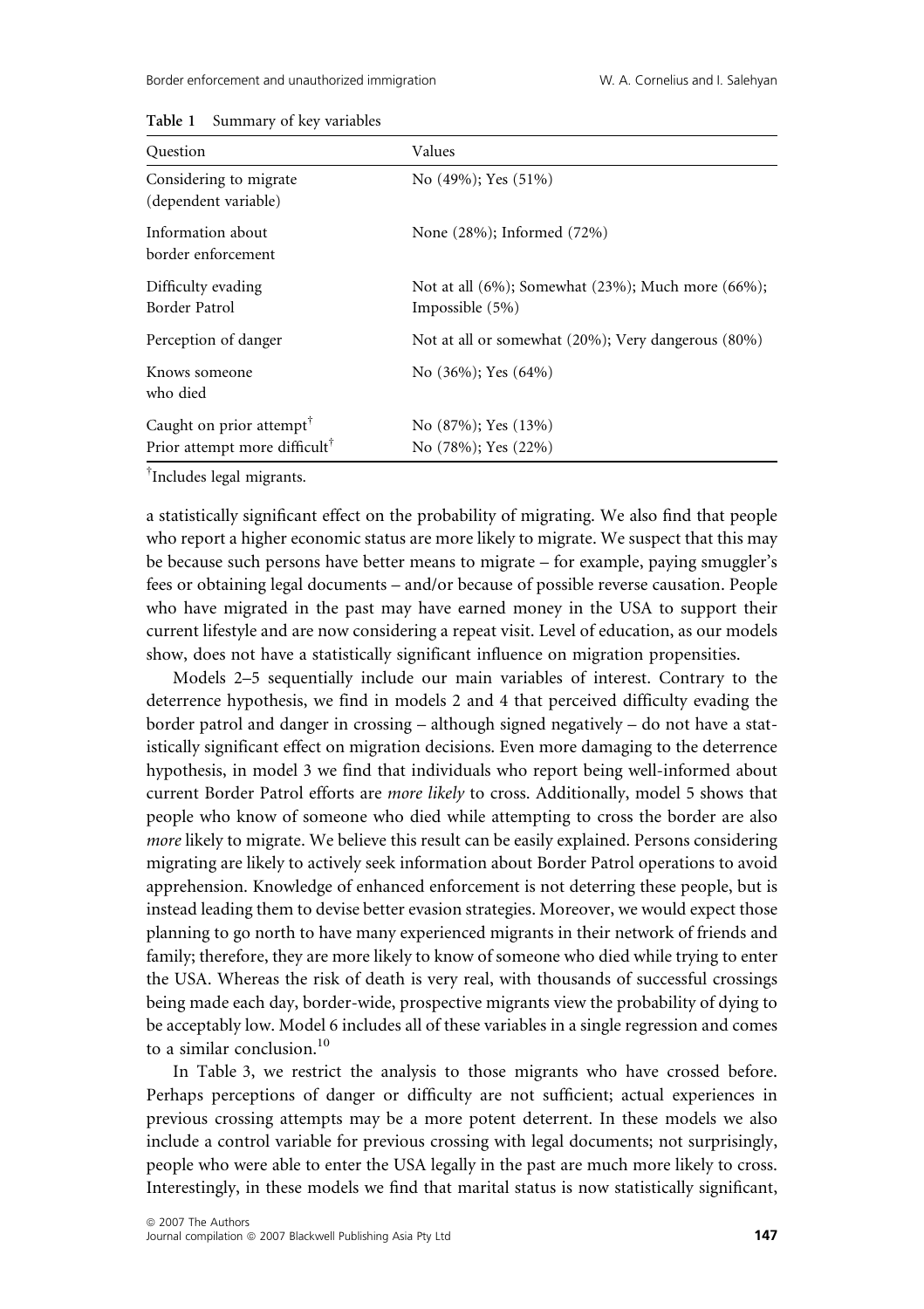**Table 1** Summary of key variables

| Question | Values |
|---|---|
| Considering to migrate (dependent variable) | No (49%); Yes (51%) |
| Information about border enforcement | None (28%); Informed (72%) |
| Difficulty evading Border Patrol | Not at all (6%); Somewhat (23%); Much more (66%); Impossible (5%) |
| Perception of danger | Not at all or somewhat (20%); Very dangerous (80%) |
| Knows someone who died | No (36%); Yes (64%) |
| Caught on prior attempt[†] | No (87%); Yes (13%) |
| Prior attempt more difficult[†] | No (78%); Yes (22%) |

[†]Includes legal migrants.

a statistically significant effect on the probability of migrating. We also find that people who report a higher economic status are more likely to migrate. We suspect that this may be because such persons have better means to migrate – for example, paying smuggler's fees or obtaining legal documents – and/or because of possible reverse causation. People who have migrated in the past may have earned money in the USA to support their current lifestyle and are now considering a repeat visit. Level of education, as our models show, does not have a statistically significant influence on migration propensities.

Models 2–5 sequentially include our main variables of interest. Contrary to the deterrence hypothesis, we find in models 2 and 4 that perceived difficulty evading the border patrol and danger in crossing – although signed negatively – do not have a statistically significant effect on migration decisions. Even more damaging to the deterrence hypothesis, in model 3 we find that individuals who report being well-informed about current Border Patrol efforts are *more likely* to cross. Additionally, model 5 shows that people who know of someone who died while attempting to cross the border are also *more* likely to migrate. We believe this result can be easily explained. Persons considering migrating are likely to actively seek information about Border Patrol operations to avoid apprehension. Knowledge of enhanced enforcement is not deterring these people, but is instead leading them to devise better evasion strategies. Moreover, we would expect those planning to go north to have many experienced migrants in their network of friends and family; therefore, they are more likely to know of someone who died while trying to enter the USA. Whereas the risk of death is very real, with thousands of successful crossings being made each day, border-wide, prospective migrants view the probability of dying to be acceptably low. Model 6 includes all of these variables in a single regression and comes to a similar conclusion.[10]

In Table 3, we restrict the analysis to those migrants who have crossed before. Perhaps perceptions of danger or difficulty are not sufficient; actual experiences in previous crossing attempts may be a more potent deterrent. In these models we also include a control variable for previous crossing with legal documents; not surprisingly, people who were able to enter the USA legally in the past are much more likely to cross. Interestingly, in these models we find that marital status is now statistically significant,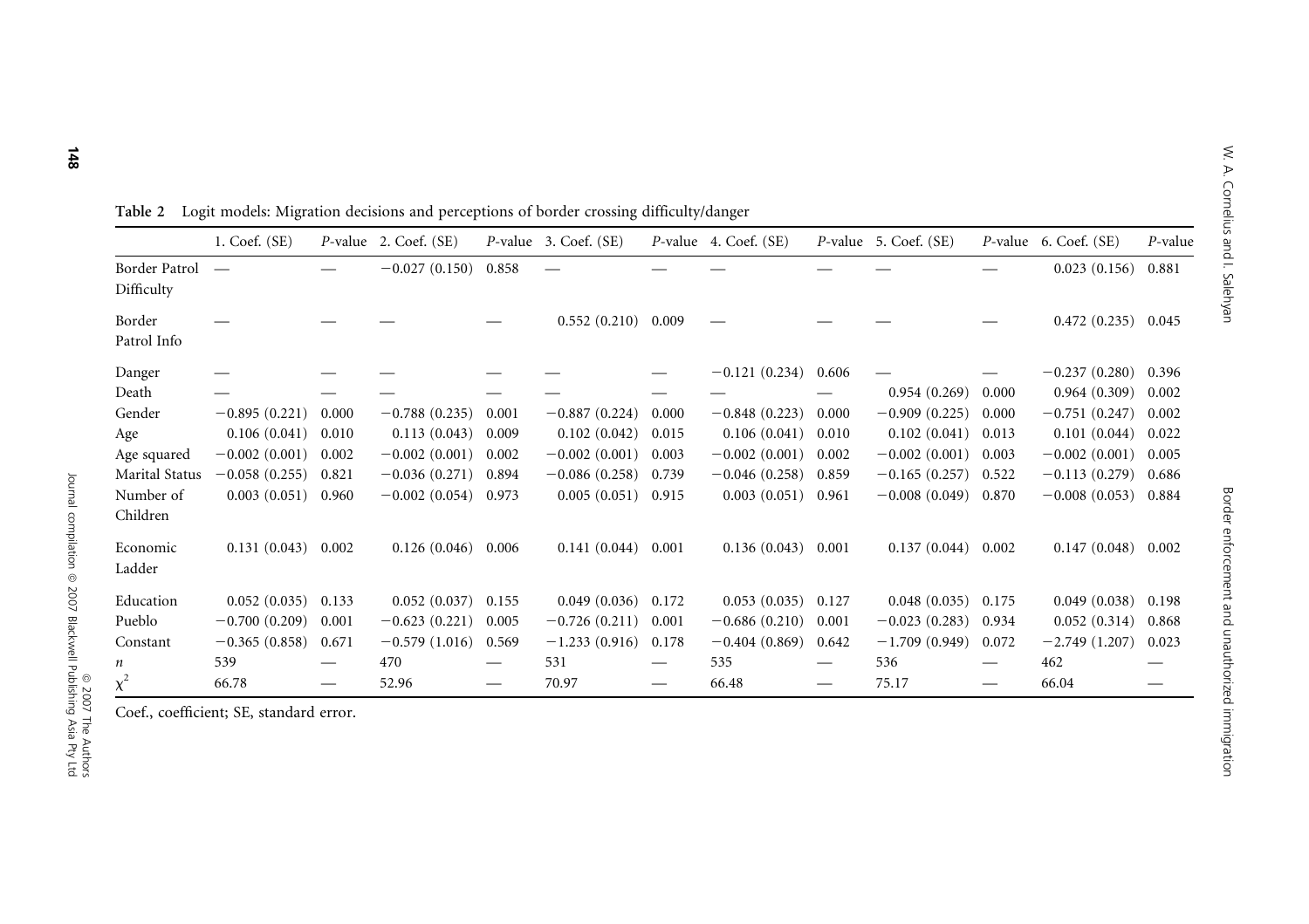**Table 2** Logit models: Migration decisions and perceptions of border crossing difficulty/danger

| | 1. Coef. (SE) | *P*-value | 2. Coef. (SE) | *P*-value | 3. Coef. (SE) | *P*-value | 4. Coef. (SE) | *P*-value | 5. Coef. (SE) | *P*-value | 6. Coef. (SE) | *P*-value |
|---|---|---|---|---|---|---|---|---|---|---|---|---|
| Border Patrol Difficulty | — | — | −0.027 (0.150) | 0.858 | — | — | — | — | — | — | 0.023 (0.156) | 0.881 |
| Border Patrol Info | — | — | — | — | 0.552 (0.210) | 0.009 | — | — | — | — | 0.472 (0.235) | 0.045 |
| Danger | — | — | — | — | — | — | −0.121 (0.234) | 0.606 | — | — | −0.237 (0.280) | 0.396 |
| Death | — | — | — | — | — | — | — | — | 0.954 (0.269) | 0.000 | 0.964 (0.309) | 0.002 |
| Gender | −0.895 (0.221) | 0.000 | −0.788 (0.235) | 0.001 | −0.887 (0.224) | 0.000 | −0.848 (0.223) | 0.000 | −0.909 (0.225) | 0.000 | −0.751 (0.247) | 0.002 |
| Age | 0.106 (0.041) | 0.010 | 0.113 (0.043) | 0.009 | 0.102 (0.042) | 0.015 | 0.106 (0.041) | 0.010 | 0.102 (0.041) | 0.013 | 0.101 (0.044) | 0.022 |
| Age squared | −0.002 (0.001) | 0.002 | −0.002 (0.001) | 0.002 | −0.002 (0.001) | 0.003 | −0.002 (0.001) | 0.002 | −0.002 (0.001) | 0.003 | −0.002 (0.001) | 0.005 |
| Marital Status | −0.058 (0.255) | 0.821 | −0.036 (0.271) | 0.894 | −0.086 (0.258) | 0.739 | −0.046 (0.258) | 0.859 | −0.165 (0.257) | 0.522 | −0.113 (0.279) | 0.686 |
| Number of Children | 0.003 (0.051) | 0.960 | −0.002 (0.054) | 0.973 | 0.005 (0.051) | 0.915 | 0.003 (0.051) | 0.961 | −0.008 (0.049) | 0.870 | −0.008 (0.053) | 0.884 |
| Economic Ladder | 0.131 (0.043) | 0.002 | 0.126 (0.046) | 0.006 | 0.141 (0.044) | 0.001 | 0.136 (0.043) | 0.001 | 0.137 (0.044) | 0.002 | 0.147 (0.048) | 0.002 |
| Education | 0.052 (0.035) | 0.133 | 0.052 (0.037) | 0.155 | 0.049 (0.036) | 0.172 | 0.053 (0.035) | 0.127 | 0.048 (0.035) | 0.175 | 0.049 (0.038) | 0.198 |
| Pueblo | −0.700 (0.209) | 0.001 | −0.623 (0.221) | 0.005 | −0.726 (0.211) | 0.001 | −0.686 (0.210) | 0.001 | −0.023 (0.283) | 0.934 | 0.052 (0.314) | 0.868 |
| Constant | −0.365 (0.858) | 0.671 | −0.579 (1.016) | 0.569 | −1.233 (0.916) | 0.178 | −0.404 (0.869) | 0.642 | −1.709 (0.949) | 0.072 | −2.749 (1.207) | 0.023 |
| $n$ | 539 | — | 470 | — | 531 | — | 535 | — | 536 | — | 462 | — |
| $\chi^2$ | 66.78 | — | 52.96 | — | 70.97 | — | 66.48 | — | 75.17 | — | 66.04 | — |

Coef., coefficient; SE, standard error.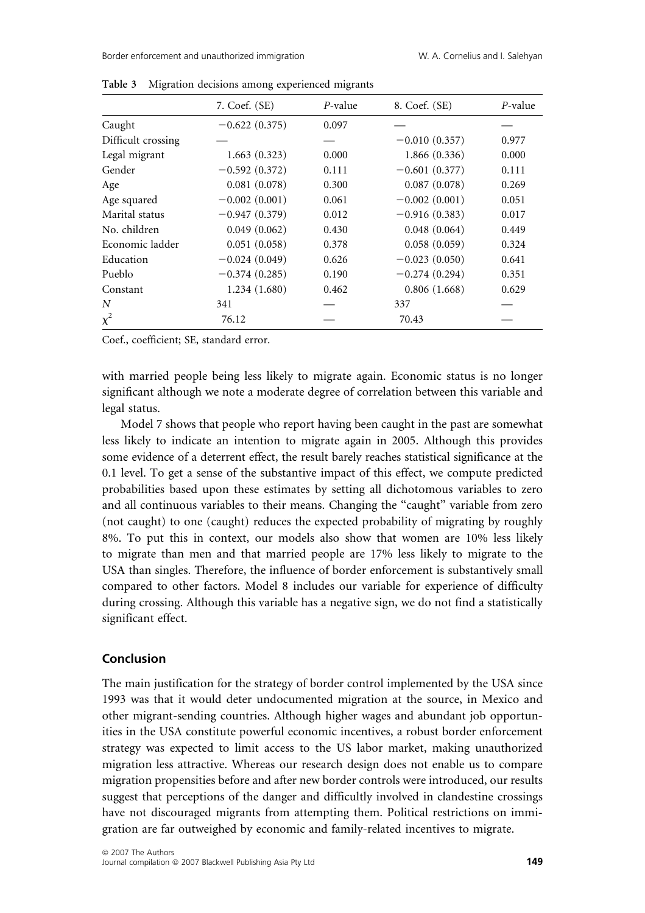**Table 3** Migration decisions among experienced migrants

| | 7. Coef. (SE) | *P*-value | 8. Coef. (SE) | *P*-value |
|---|---|---|---|---|
| Caught | −0.622 (0.375) | 0.097 | — | — |
| Difficult crossing | — | — | −0.010 (0.357) | 0.977 |
| Legal migrant | 1.663 (0.323) | 0.000 | 1.866 (0.336) | 0.000 |
| Gender | −0.592 (0.372) | 0.111 | −0.601 (0.377) | 0.111 |
| Age | 0.081 (0.078) | 0.300 | 0.087 (0.078) | 0.269 |
| Age squared | −0.002 (0.001) | 0.061 | −0.002 (0.001) | 0.051 |
| Marital status | −0.947 (0.379) | 0.012 | −0.916 (0.383) | 0.017 |
| No. children | 0.049 (0.062) | 0.430 | 0.048 (0.064) | 0.449 |
| Economic ladder | 0.051 (0.058) | 0.378 | 0.058 (0.059) | 0.324 |
| Education | −0.024 (0.049) | 0.626 | −0.023 (0.050) | 0.641 |
| Pueblo | −0.374 (0.285) | 0.190 | −0.274 (0.294) | 0.351 |
| Constant | 1.234 (1.680) | 0.462 | 0.806 (1.668) | 0.629 |
| $N$ | 341 | — | 337 | — |
| $\chi^2$ | 76.12 | — | 70.43 | — |

Coef., coefficient; SE, standard error.

with married people being less likely to migrate again. Economic status is no longer significant although we note a moderate degree of correlation between this variable and legal status.

Model 7 shows that people who report having been caught in the past are somewhat less likely to indicate an intention to migrate again in 2005. Although this provides some evidence of a deterrent effect, the result barely reaches statistical significance at the 0.1 level. To get a sense of the substantive impact of this effect, we compute predicted probabilities based upon these estimates by setting all dichotomous variables to zero and all continuous variables to their means. Changing the "caught" variable from zero (not caught) to one (caught) reduces the expected probability of migrating by roughly 8%. To put this in context, our models also show that women are 10% less likely to migrate than men and that married people are 17% less likely to migrate to the USA than singles. Therefore, the influence of border enforcement is substantively small compared to other factors. Model 8 includes our variable for experience of difficulty during crossing. Although this variable has a negative sign, we do not find a statistically significant effect.

## Conclusion

The main justification for the strategy of border control implemented by the USA since 1993 was that it would deter undocumented migration at the source, in Mexico and other migrant-sending countries. Although higher wages and abundant job opportunities in the USA constitute powerful economic incentives, a robust border enforcement strategy was expected to limit access to the US labor market, making unauthorized migration less attractive. Whereas our research design does not enable us to compare migration propensities before and after new border controls were introduced, our results suggest that perceptions of the danger and difficultly involved in clandestine crossings have not discouraged migrants from attempting them. Political restrictions on immigration are far outweighed by economic and family-related incentives to migrate.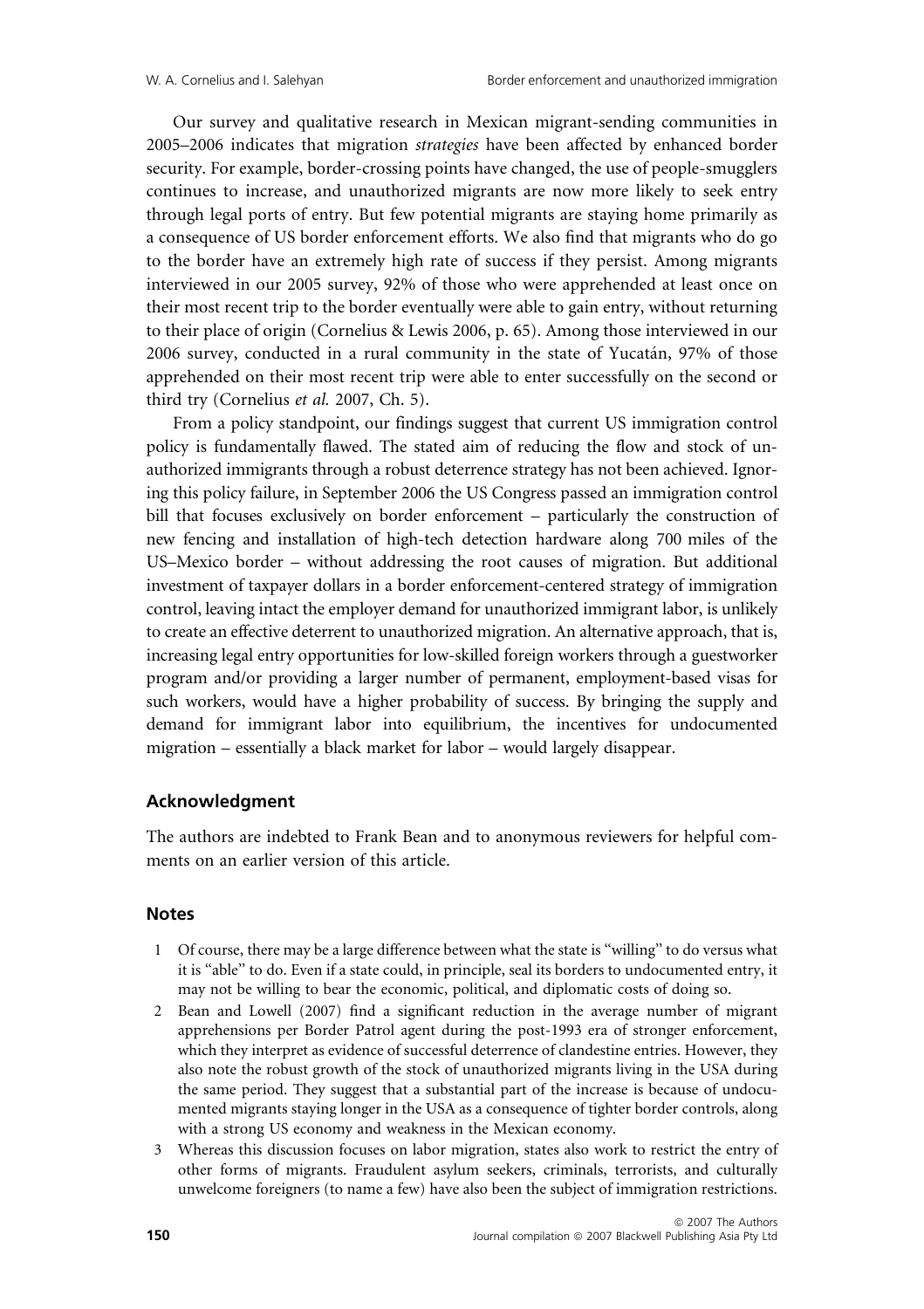Our survey and qualitative research in Mexican migrant-sending communities in 2005–2006 indicates that migration *strategies* have been affected by enhanced border security. For example, border-crossing points have changed, the use of people-smugglers continues to increase, and unauthorized migrants are now more likely to seek entry through legal ports of entry. But few potential migrants are staying home primarily as a consequence of US border enforcement efforts. We also find that migrants who do go to the border have an extremely high rate of success if they persist. Among migrants interviewed in our 2005 survey, 92% of those who were apprehended at least once on their most recent trip to the border eventually were able to gain entry, without returning to their place of origin (Cornelius & Lewis 2006, p. 65). Among those interviewed in our 2006 survey, conducted in a rural community in the state of Yucatán, 97% of those apprehended on their most recent trip were able to enter successfully on the second or third try (Cornelius *et al.* 2007, Ch. 5).

From a policy standpoint, our findings suggest that current US immigration control policy is fundamentally flawed. The stated aim of reducing the flow and stock of unauthorized immigrants through a robust deterrence strategy has not been achieved. Ignoring this policy failure, in September 2006 the US Congress passed an immigration control bill that focuses exclusively on border enforcement – particularly the construction of new fencing and installation of high-tech detection hardware along 700 miles of the US–Mexico border – without addressing the root causes of migration. But additional investment of taxpayer dollars in a border enforcement-centered strategy of immigration control, leaving intact the employer demand for unauthorized immigrant labor, is unlikely to create an effective deterrent to unauthorized migration. An alternative approach, that is, increasing legal entry opportunities for low-skilled foreign workers through a guestworker program and/or providing a larger number of permanent, employment-based visas for such workers, would have a higher probability of success. By bringing the supply and demand for immigrant labor into equilibrium, the incentives for undocumented migration – essentially a black market for labor – would largely disappear.

## Acknowledgment

The authors are indebted to Frank Bean and to anonymous reviewers for helpful comments on an earlier version of this article.

## Notes

1 Of course, there may be a large difference between what the state is "willing" to do versus what it is "able" to do. Even if a state could, in principle, seal its borders to undocumented entry, it may not be willing to bear the economic, political, and diplomatic costs of doing so.

2 Bean and Lowell (2007) find a significant reduction in the average number of migrant apprehensions per Border Patrol agent during the post-1993 era of stronger enforcement, which they interpret as evidence of successful deterrence of clandestine entries. However, they also note the robust growth of the stock of unauthorized migrants living in the USA during the same period. They suggest that a substantial part of the increase is because of undocumented migrants staying longer in the USA as a consequence of tighter border controls, along with a strong US economy and weakness in the Mexican economy.

3 Whereas this discussion focuses on labor migration, states also work to restrict the entry of other forms of migrants. Fraudulent asylum seekers, criminals, terrorists, and culturally unwelcome foreigners (to name a few) have also been the subject of immigration restrictions.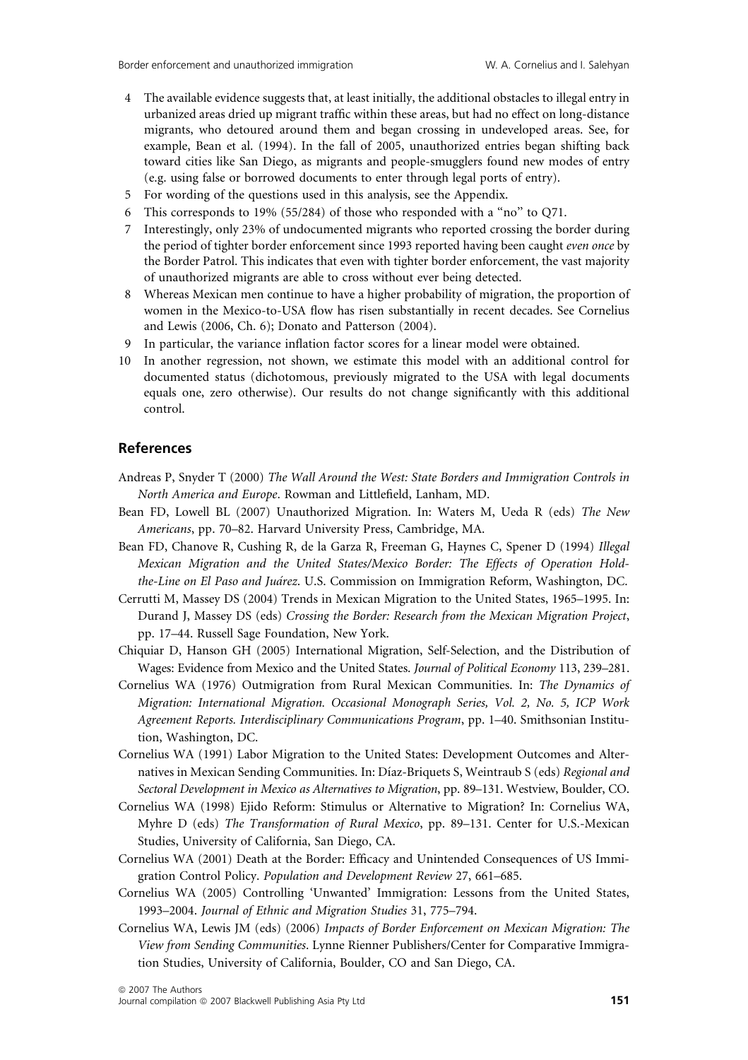4 The available evidence suggests that, at least initially, the additional obstacles to illegal entry in urbanized areas dried up migrant traffic within these areas, but had no effect on long-distance migrants, who detoured around them and began crossing in undeveloped areas. See, for example, Bean et al. (1994). In the fall of 2005, unauthorized entries began shifting back toward cities like San Diego, as migrants and people-smugglers found new modes of entry (e.g. using false or borrowed documents to enter through legal ports of entry).
5 For wording of the questions used in this analysis, see the Appendix.
6 This corresponds to 19% (55/284) of those who responded with a "no" to Q71.
7 Interestingly, only 23% of undocumented migrants who reported crossing the border during the period of tighter border enforcement since 1993 reported having been caught *even once* by the Border Patrol. This indicates that even with tighter border enforcement, the vast majority of unauthorized migrants are able to cross without ever being detected.
8 Whereas Mexican men continue to have a higher probability of migration, the proportion of women in the Mexico-to-USA flow has risen substantially in recent decades. See Cornelius and Lewis (2006, Ch. 6); Donato and Patterson (2004).
9 In particular, the variance inflation factor scores for a linear model were obtained.
10 In another regression, not shown, we estimate this model with an additional control for documented status (dichotomous, previously migrated to the USA with legal documents equals one, zero otherwise). Our results do not change significantly with this additional control.

## References

Andreas P, Snyder T (2000) *The Wall Around the West: State Borders and Immigration Controls in North America and Europe*. Rowman and Littlefield, Lanham, MD.

Bean FD, Lowell BL (2007) Unauthorized Migration. In: Waters M, Ueda R (eds) *The New Americans*, pp. 70–82. Harvard University Press, Cambridge, MA.

Bean FD, Chanove R, Cushing R, de la Garza R, Freeman G, Haynes C, Spener D (1994) *Illegal Mexican Migration and the United States/Mexico Border: The Effects of Operation Hold-the-Line on El Paso and Juárez*. U.S. Commission on Immigration Reform, Washington, DC.

Cerrutti M, Massey DS (2004) Trends in Mexican Migration to the United States, 1965–1995. In: Durand J, Massey DS (eds) *Crossing the Border: Research from the Mexican Migration Project*, pp. 17–44. Russell Sage Foundation, New York.

Chiquiar D, Hanson GH (2005) International Migration, Self-Selection, and the Distribution of Wages: Evidence from Mexico and the United States. *Journal of Political Economy* 113, 239–281.

Cornelius WA (1976) Outmigration from Rural Mexican Communities. In: *The Dynamics of Migration: International Migration. Occasional Monograph Series, Vol. 2, No. 5, ICP Work Agreement Reports. Interdisciplinary Communications Program*, pp. 1–40. Smithsonian Institution, Washington, DC.

Cornelius WA (1991) Labor Migration to the United States: Development Outcomes and Alternatives in Mexican Sending Communities. In: Díaz-Briquets S, Weintraub S (eds) *Regional and Sectoral Development in Mexico as Alternatives to Migration*, pp. 89–131. Westview, Boulder, CO.

Cornelius WA (1998) Ejido Reform: Stimulus or Alternative to Migration? In: Cornelius WA, Myhre D (eds) *The Transformation of Rural Mexico*, pp. 89–131. Center for U.S.-Mexican Studies, University of California, San Diego, CA.

Cornelius WA (2001) Death at the Border: Efficacy and Unintended Consequences of US Immigration Control Policy. *Population and Development Review* 27, 661–685.

Cornelius WA (2005) Controlling 'Unwanted' Immigration: Lessons from the United States, 1993–2004. *Journal of Ethnic and Migration Studies* 31, 775–794.

Cornelius WA, Lewis JM (eds) (2006) *Impacts of Border Enforcement on Mexican Migration: The View from Sending Communities*. Lynne Rienner Publishers/Center for Comparative Immigration Studies, University of California, Boulder, CO and San Diego, CA.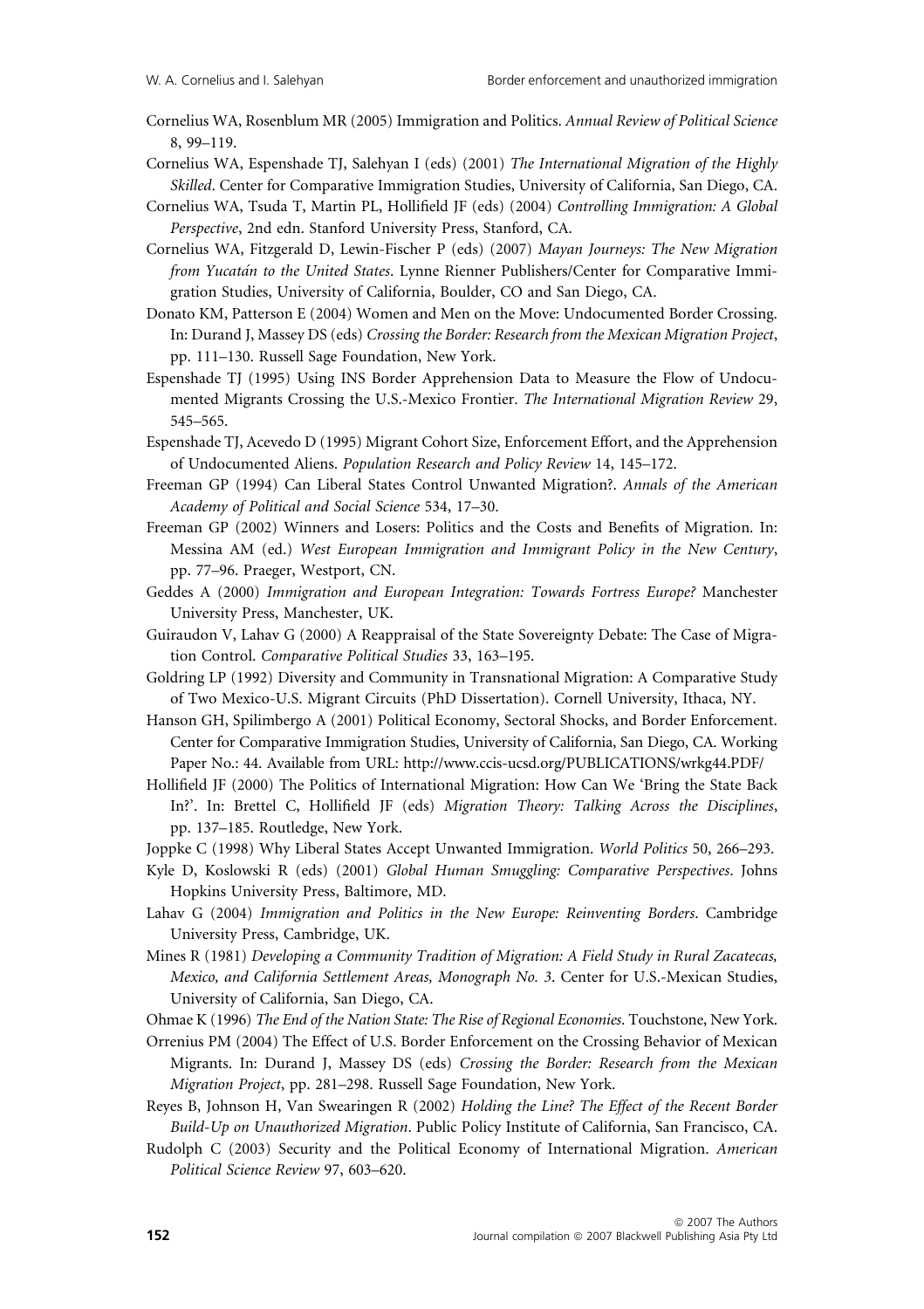Cornelius WA, Rosenblum MR (2005) Immigration and Politics. *Annual Review of Political Science* 8, 99–119.

Cornelius WA, Espenshade TJ, Salehyan I (eds) (2001) *The International Migration of the Highly Skilled*. Center for Comparative Immigration Studies, University of California, San Diego, CA.

Cornelius WA, Tsuda T, Martin PL, Hollifield JF (eds) (2004) *Controlling Immigration: A Global Perspective*, 2nd edn. Stanford University Press, Stanford, CA.

Cornelius WA, Fitzgerald D, Lewin-Fischer P (eds) (2007) *Mayan Journeys: The New Migration from Yucatán to the United States*. Lynne Rienner Publishers/Center for Comparative Immigration Studies, University of California, Boulder, CO and San Diego, CA.

Donato KM, Patterson E (2004) Women and Men on the Move: Undocumented Border Crossing. In: Durand J, Massey DS (eds) *Crossing the Border: Research from the Mexican Migration Project*, pp. 111–130. Russell Sage Foundation, New York.

Espenshade TJ (1995) Using INS Border Apprehension Data to Measure the Flow of Undocumented Migrants Crossing the U.S.-Mexico Frontier. *The International Migration Review* 29, 545–565.

Espenshade TJ, Acevedo D (1995) Migrant Cohort Size, Enforcement Effort, and the Apprehension of Undocumented Aliens. *Population Research and Policy Review* 14, 145–172.

Freeman GP (1994) Can Liberal States Control Unwanted Migration?. *Annals of the American Academy of Political and Social Science* 534, 17–30.

Freeman GP (2002) Winners and Losers: Politics and the Costs and Benefits of Migration. In: Messina AM (ed.) *West European Immigration and Immigrant Policy in the New Century*, pp. 77–96. Praeger, Westport, CN.

Geddes A (2000) *Immigration and European Integration: Towards Fortress Europe?* Manchester University Press, Manchester, UK.

Guiraudon V, Lahav G (2000) A Reappraisal of the State Sovereignty Debate: The Case of Migration Control. *Comparative Political Studies* 33, 163–195.

Goldring LP (1992) Diversity and Community in Transnational Migration: A Comparative Study of Two Mexico-U.S. Migrant Circuits (PhD Dissertation). Cornell University, Ithaca, NY.

Hanson GH, Spilimbergo A (2001) Political Economy, Sectoral Shocks, and Border Enforcement. Center for Comparative Immigration Studies, University of California, San Diego, CA. Working Paper No.: 44. Available from URL: http://www.ccis-ucsd.org/PUBLICATIONS/wrkg44.PDF/

Hollifield JF (2000) The Politics of International Migration: How Can We 'Bring the State Back In?'. In: Brettel C, Hollifield JF (eds) *Migration Theory: Talking Across the Disciplines*, pp. 137–185. Routledge, New York.

Joppke C (1998) Why Liberal States Accept Unwanted Immigration. *World Politics* 50, 266–293.

Kyle D, Koslowski R (eds) (2001) *Global Human Smuggling: Comparative Perspectives*. Johns Hopkins University Press, Baltimore, MD.

Lahav G (2004) *Immigration and Politics in the New Europe: Reinventing Borders*. Cambridge University Press, Cambridge, UK.

Mines R (1981) *Developing a Community Tradition of Migration: A Field Study in Rural Zacatecas, Mexico, and California Settlement Areas, Monograph No. 3*. Center for U.S.-Mexican Studies, University of California, San Diego, CA.

Ohmae K (1996) *The End of the Nation State: The Rise of Regional Economies*. Touchstone, New York.

Orrenius PM (2004) The Effect of U.S. Border Enforcement on the Crossing Behavior of Mexican Migrants. In: Durand J, Massey DS (eds) *Crossing the Border: Research from the Mexican Migration Project*, pp. 281–298. Russell Sage Foundation, New York.

Reyes B, Johnson H, Van Swearingen R (2002) *Holding the Line? The Effect of the Recent Border Build-Up on Unauthorized Migration*. Public Policy Institute of California, San Francisco, CA.

Rudolph C (2003) Security and the Political Economy of International Migration. *American Political Science Review* 97, 603–620.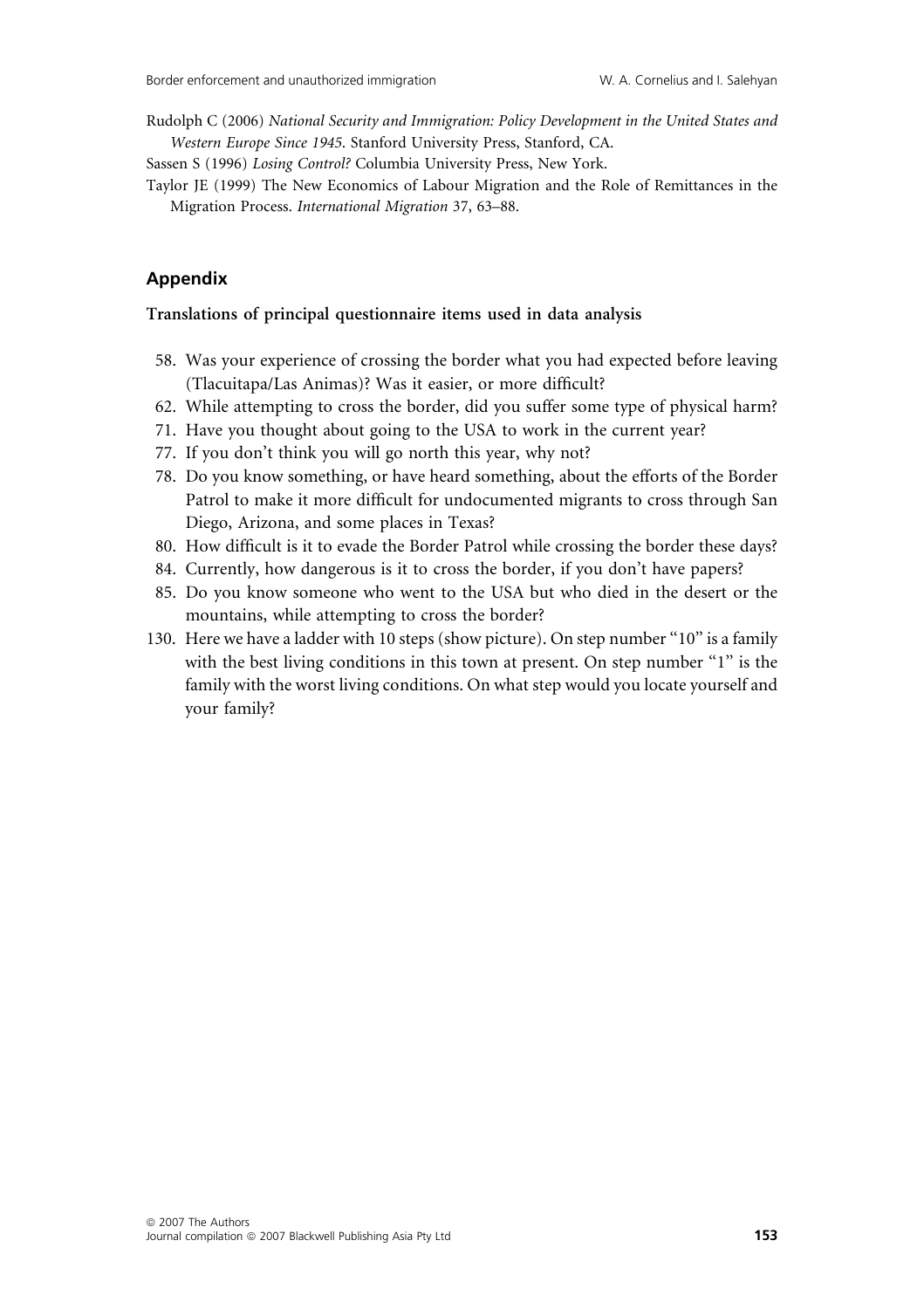Rudolph C (2006) *National Security and Immigration: Policy Development in the United States and Western Europe Since 1945.* Stanford University Press, Stanford, CA.

Sassen S (1996) *Losing Control?* Columbia University Press, New York.

Taylor JE (1999) The New Economics of Labour Migration and the Role of Remittances in the Migration Process. *International Migration* 37, 63–88.

## Appendix

### Translations of principal questionnaire items used in data analysis

58. Was your experience of crossing the border what you had expected before leaving (Tlacuitapa/Las Animas)? Was it easier, or more difficult?
62. While attempting to cross the border, did you suffer some type of physical harm?
71. Have you thought about going to the USA to work in the current year?
77. If you don't think you will go north this year, why not?
78. Do you know something, or have heard something, about the efforts of the Border Patrol to make it more difficult for undocumented migrants to cross through San Diego, Arizona, and some places in Texas?
80. How difficult is it to evade the Border Patrol while crossing the border these days?
84. Currently, how dangerous is it to cross the border, if you don't have papers?
85. Do you know someone who went to the USA but who died in the desert or the mountains, while attempting to cross the border?
130. Here we have a ladder with 10 steps (show picture). On step number "10" is a family with the best living conditions in this town at present. On step number "1" is the family with the worst living conditions. On what step would you locate yourself and your family?